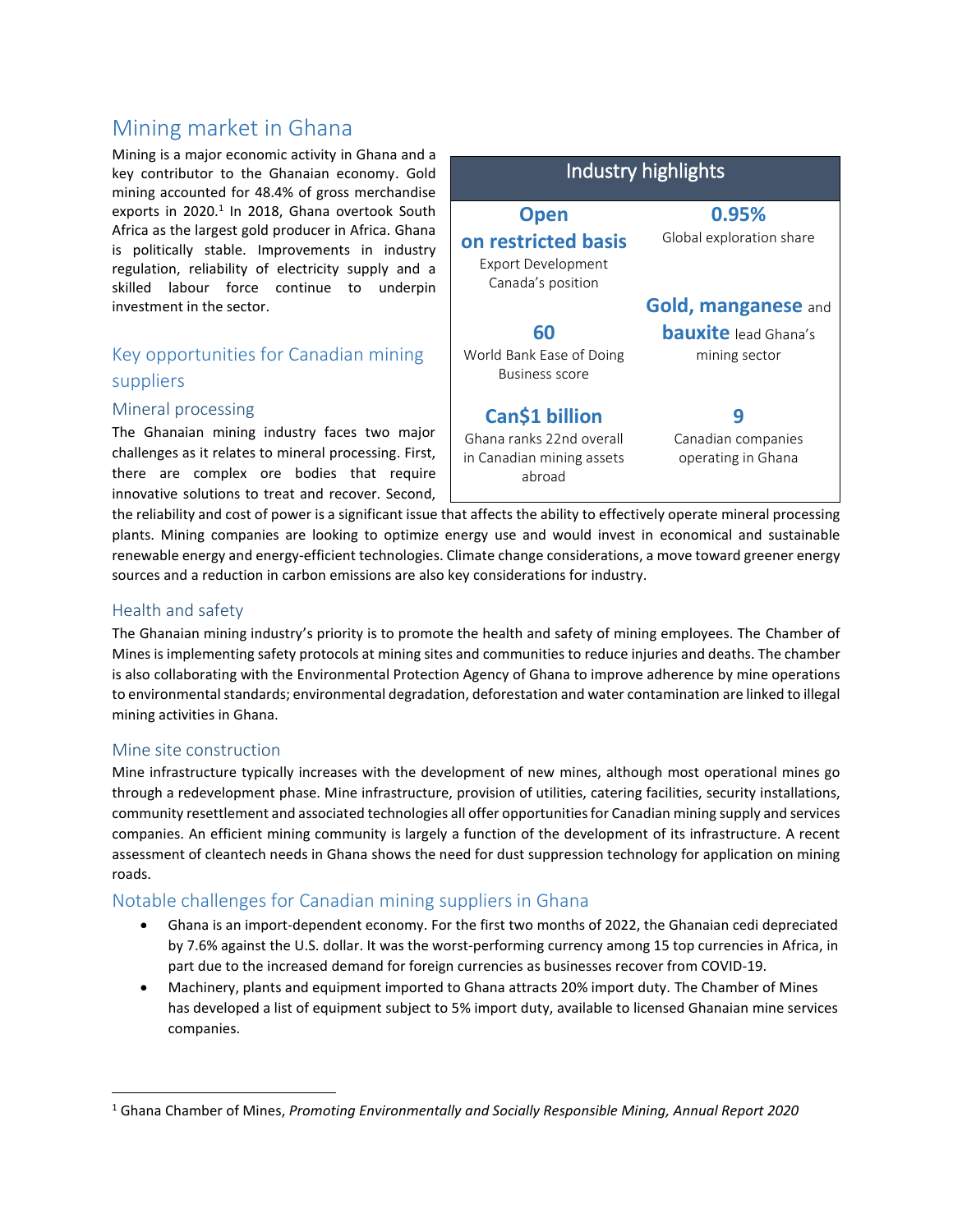# Mining market in Ghana

Mining is a major economic activity in Ghana and a key contributor to the Ghanaian economy. Gold mining accounted for 48.4% of gross merchandise exports in 2020.[1] In 2018, Ghana overtook South Africa as the largest gold producer in Africa. Ghana is politically stable. Improvements in industry regulation, reliability of electricity supply and a skilled labour force continue to underpin investment in the sector.

| Industry highlights | |
|---|---|
| **Open on restricted basis** Export Development Canada's position | **0.95%** Global exploration share |
| **60** World Bank Ease of Doing Business score | **Gold, manganese** and **bauxite** lead Ghana's mining sector |
| **Can$1 billion** Ghana ranks 22nd overall in Canadian mining assets abroad | **9** Canadian companies operating in Ghana |

## Key opportunities for Canadian mining suppliers

### Mineral processing

The Ghanaian mining industry faces two major challenges as it relates to mineral processing. First, there are complex ore bodies that require innovative solutions to treat and recover. Second, the reliability and cost of power is a significant issue that affects the ability to effectively operate mineral processing plants. Mining companies are looking to optimize energy use and would invest in economical and sustainable renewable energy and energy-efficient technologies. Climate change considerations, a move toward greener energy sources and a reduction in carbon emissions are also key considerations for industry.

### Health and safety

The Ghanaian mining industry's priority is to promote the health and safety of mining employees. The Chamber of Mines is implementing safety protocols at mining sites and communities to reduce injuries and deaths. The chamber is also collaborating with the Environmental Protection Agency of Ghana to improve adherence by mine operations to environmental standards; environmental degradation, deforestation and water contamination are linked to illegal mining activities in Ghana.

### Mine site construction

Mine infrastructure typically increases with the development of new mines, although most operational mines go through a redevelopment phase. Mine infrastructure, provision of utilities, catering facilities, security installations, community resettlement and associated technologies all offer opportunities for Canadian mining supply and services companies. An efficient mining community is largely a function of the development of its infrastructure. A recent assessment of cleantech needs in Ghana shows the need for dust suppression technology for application on mining roads.

## Notable challenges for Canadian mining suppliers in Ghana

- Ghana is an import-dependent economy. For the first two months of 2022, the Ghanaian cedi depreciated by 7.6% against the U.S. dollar. It was the worst-performing currency among 15 top currencies in Africa, in part due to the increased demand for foreign currencies as businesses recover from COVID-19.
- Machinery, plants and equipment imported to Ghana attracts 20% import duty. The Chamber of Mines has developed a list of equipment subject to 5% import duty, available to licensed Ghanaian mine services companies.

---

[1] Ghana Chamber of Mines, *Promoting Environmentally and Socially Responsible Mining, Annual Report 2020*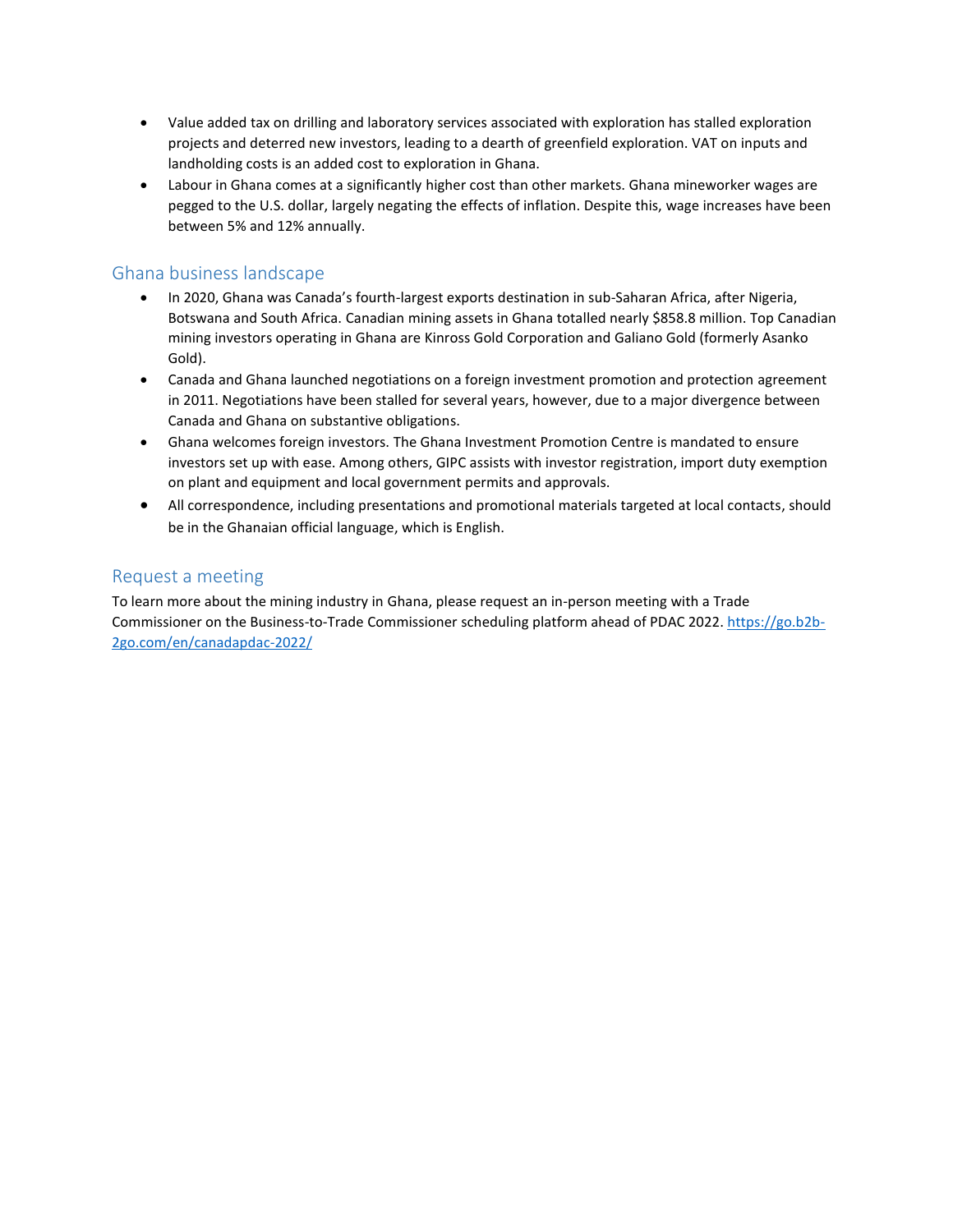- Value added tax on drilling and laboratory services associated with exploration has stalled exploration projects and deterred new investors, leading to a dearth of greenfield exploration. VAT on inputs and landholding costs is an added cost to exploration in Ghana.
- Labour in Ghana comes at a significantly higher cost than other markets. Ghana mineworker wages are pegged to the U.S. dollar, largely negating the effects of inflation. Despite this, wage increases have been between 5% and 12% annually.

## Ghana business landscape

- In 2020, Ghana was Canada's fourth-largest exports destination in sub-Saharan Africa, after Nigeria, Botswana and South Africa. Canadian mining assets in Ghana totalled nearly $858.8 million. Top Canadian mining investors operating in Ghana are Kinross Gold Corporation and Galiano Gold (formerly Asanko Gold).
- Canada and Ghana launched negotiations on a foreign investment promotion and protection agreement in 2011. Negotiations have been stalled for several years, however, due to a major divergence between Canada and Ghana on substantive obligations.
- Ghana welcomes foreign investors. The Ghana Investment Promotion Centre is mandated to ensure investors set up with ease. Among others, GIPC assists with investor registration, import duty exemption on plant and equipment and local government permits and approvals.
- All correspondence, including presentations and promotional materials targeted at local contacts, should be in the Ghanaian official language, which is English.

## Request a meeting

To learn more about the mining industry in Ghana, please request an in-person meeting with a Trade Commissioner on the Business-to-Trade Commissioner scheduling platform ahead of PDAC 2022. https://go.b2b-2go.com/en/canadapdac-2022/